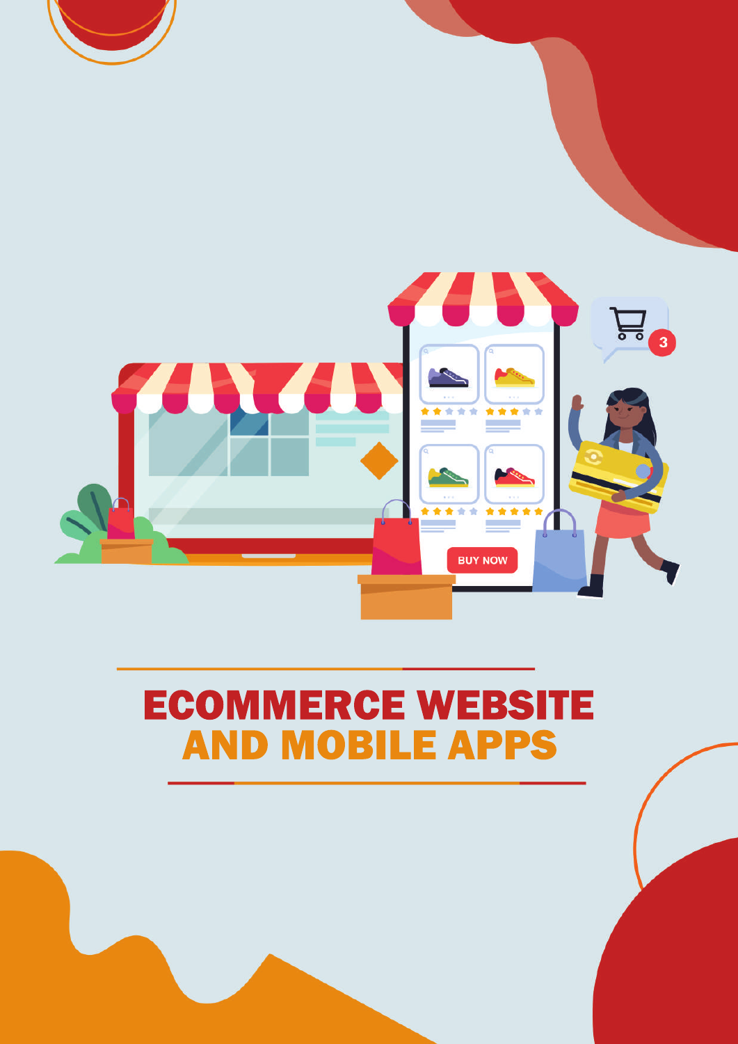# ECOMMERCE WEBSITE AND MOBILE APPS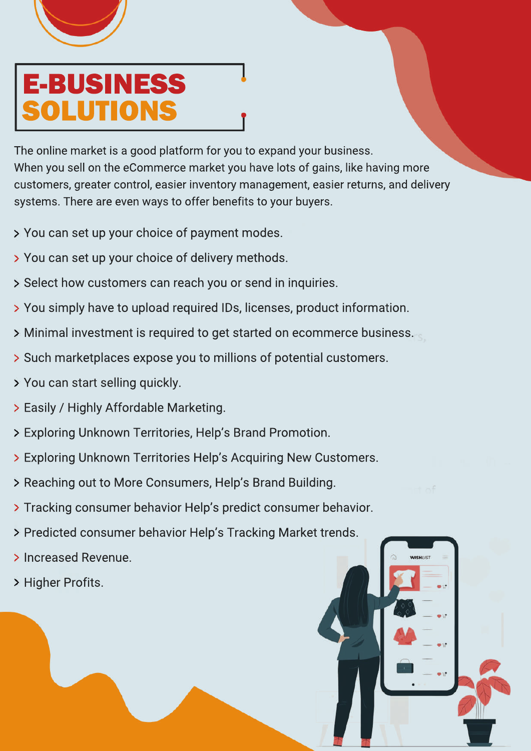# E-BUSINESS SOLUTIONS

The online market is a good platform for you to expand your business. When you sell on the eCommerce market you have lots of gains, like having more customers, greater control, easier inventory management, easier returns, and delivery systems. There are even ways to offer benefits to your buyers.

- You can set up your choice of payment modes.
- You can set up your choice of delivery methods.
- Select how customers can reach you or send in inquiries.
- You simply have to upload required IDs, licenses, product information.
- Minimal investment is required to get started on ecommerce business.
- Such marketplaces expose you to millions of potential customers.
- You can start selling quickly.
- Easily / Highly Affordable Marketing.
- Exploring Unknown Territories, Help's Brand Promotion.
- Exploring Unknown Territories Help's Acquiring New Customers.
- Reaching out to More Consumers, Help's Brand Building.
- Tracking consumer behavior Help's predict consumer behavior.
- Predicted consumer behavior Help's Tracking Market trends.
- Increased Revenue.
- Higher Profits.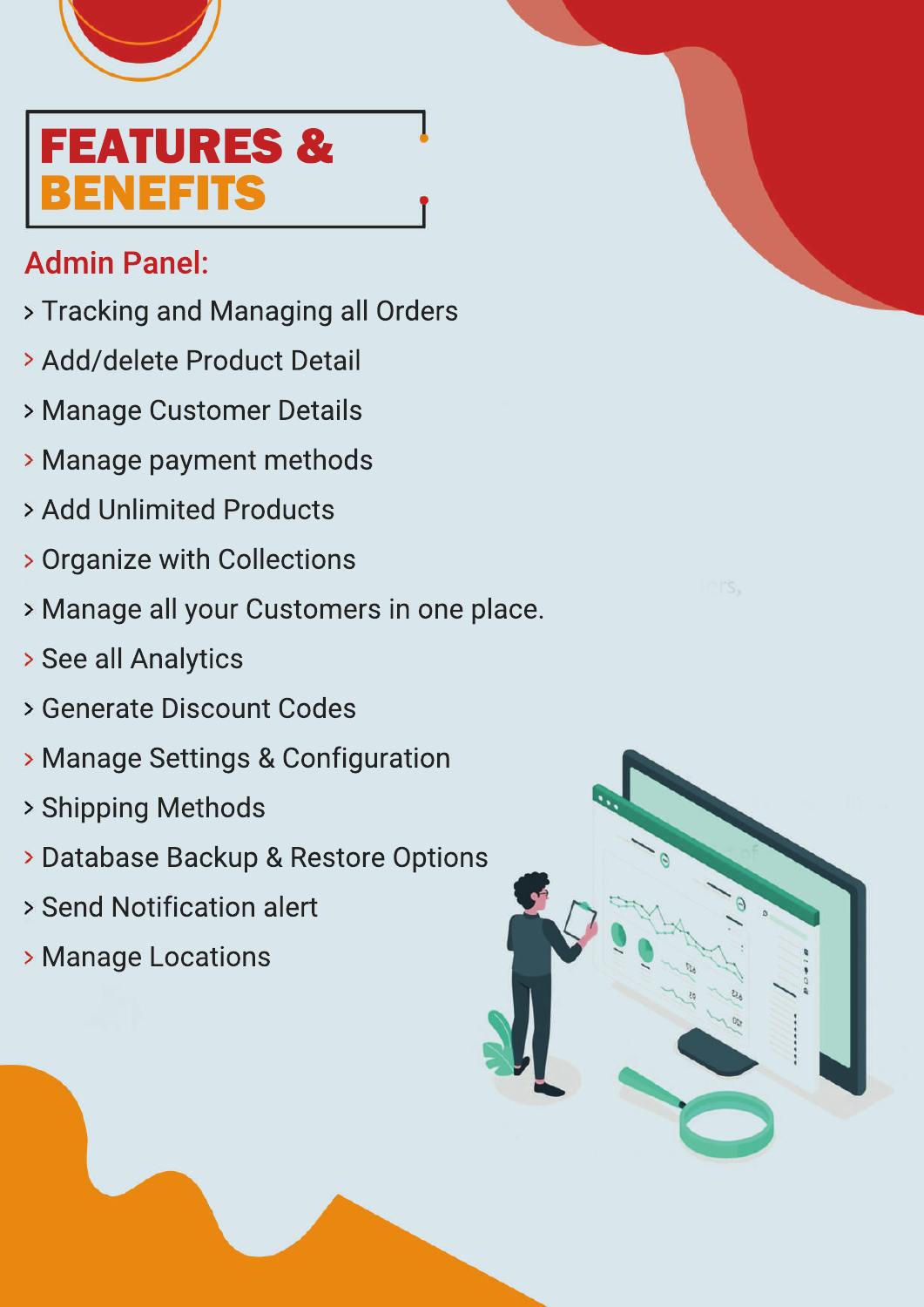# FEATURES & BENEFITS

## Admin Panel:

- Tracking and Managing all Orders
- Add/delete Product Detail
- Manage Customer Details
- Manage payment methods
- Add Unlimited Products
- Organize with Collections
- Manage all your Customers in one place.
- See all Analytics
- Generate Discount Codes
- Manage Settings & Configuration
- Shipping Methods
- Database Backup & Restore Options
- Send Notification alert
- Manage Locations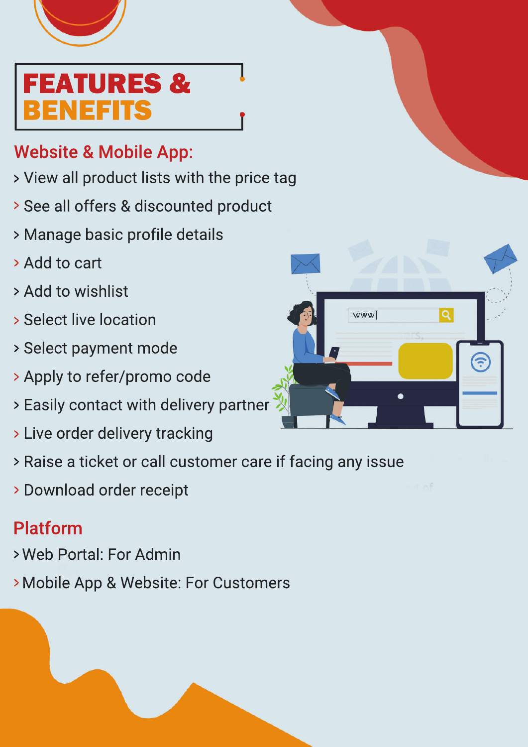# FEATURES & BENEFITS

## Website & Mobile App:

- View all product lists with the price tag
- See all offers & discounted product
- Manage basic profile details
- Add to cart
- Add to wishlist
- Select live location
- Select payment mode
- Apply to refer/promo code
- Easily contact with delivery partner
- Live order delivery tracking
- Raise a ticket or call customer care if facing any issue
- Download order receipt

## Platform

- Web Portal: For Admin
- Mobile App & Website: For Customers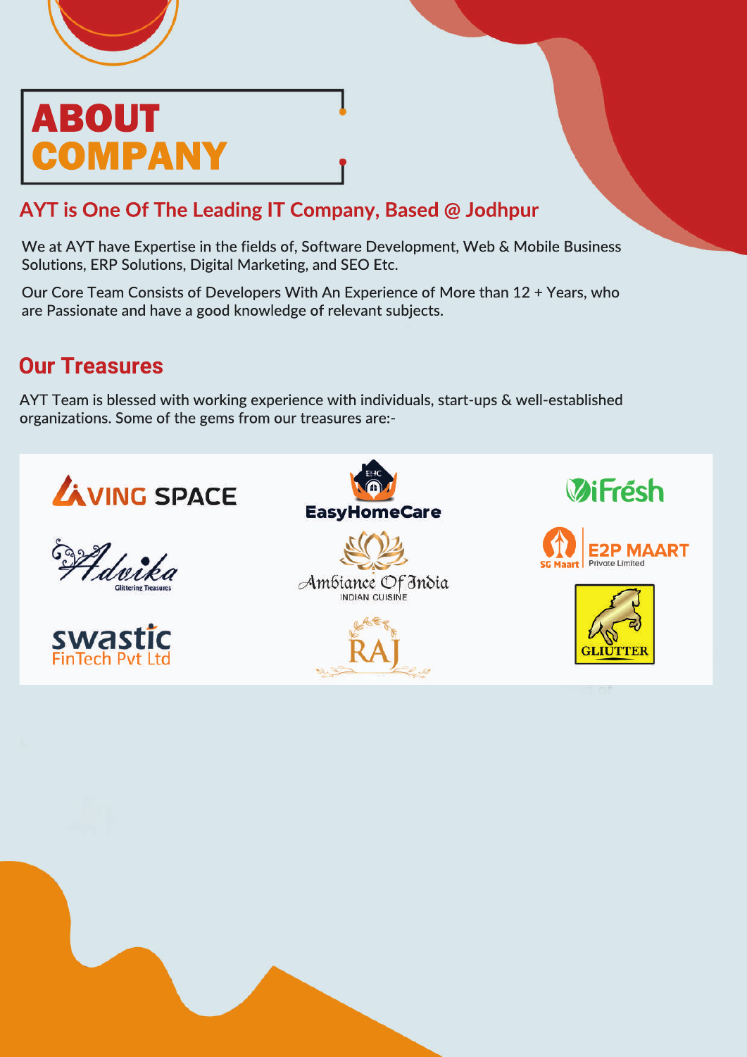# ABOUT COMPANY

## AYT is One Of The Leading IT Company, Based @ Jodhpur

We at AYT have Expertise in the fields of, Software Development, Web & Mobile Business Solutions, ERP Solutions, Digital Marketing, and SEO Etc.

Our Core Team Consists of Developers With An Experience of More than 12 + Years, who are Passionate and have a good knowledge of relevant subjects.

## Our Treasures

AYT Team is blessed with working experience with individuals, start-ups & well-established organizations. Some of the gems from our treasures are:-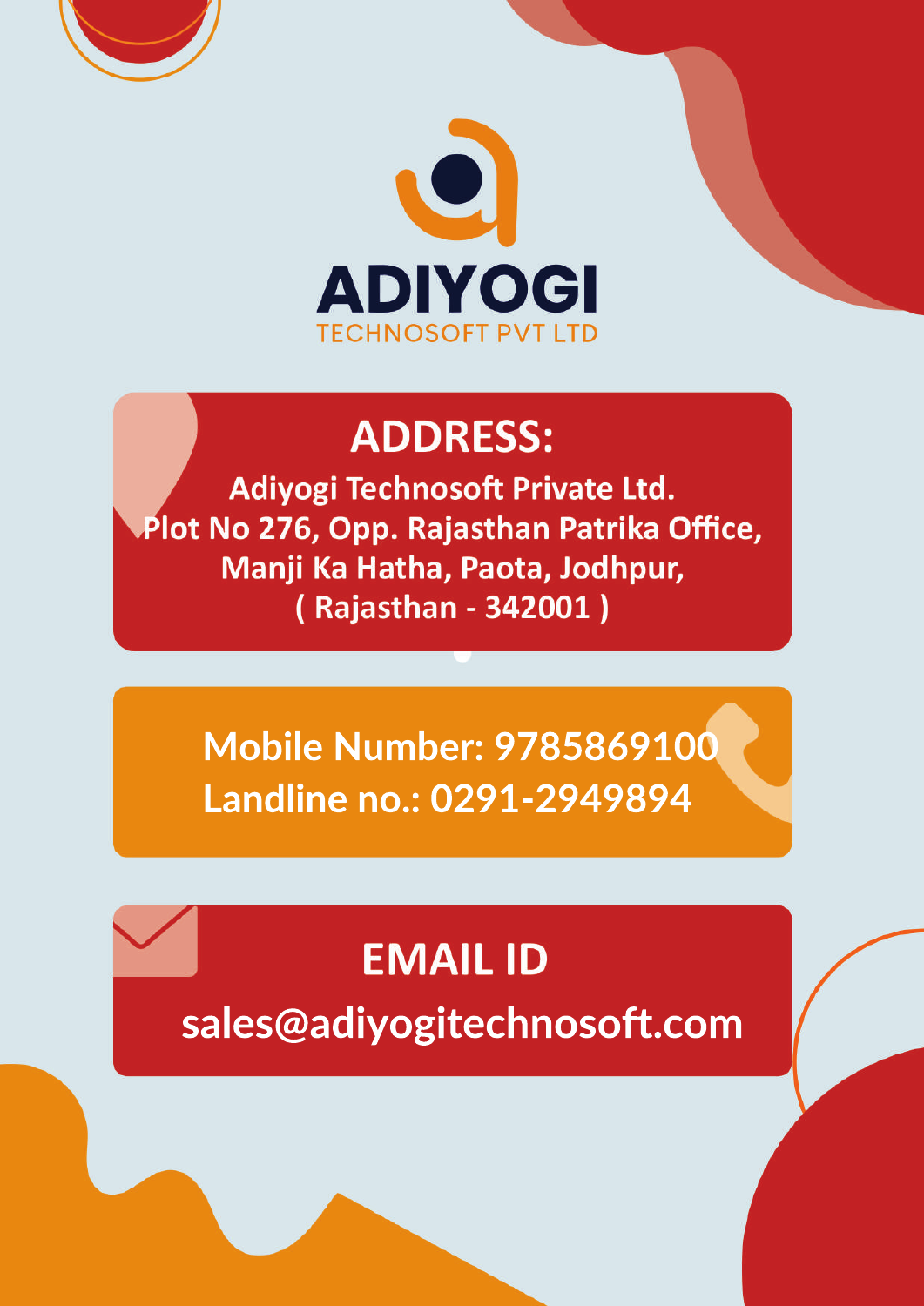ADIYOGI

TECHNOSOFT PVT LTD

## ADDRESS:

**Adiyogi Technosoft Private Ltd.**
**Plot No 276, Opp. Rajasthan Patrika Office,**
**Manji Ka Hatha, Paota, Jodhpur,**
**( Rajasthan - 342001 )**

**Mobile Number: 9785869100**
**Landline no.: 0291-2949894**

## EMAIL ID

**sales@adiyogitechnosoft.com**